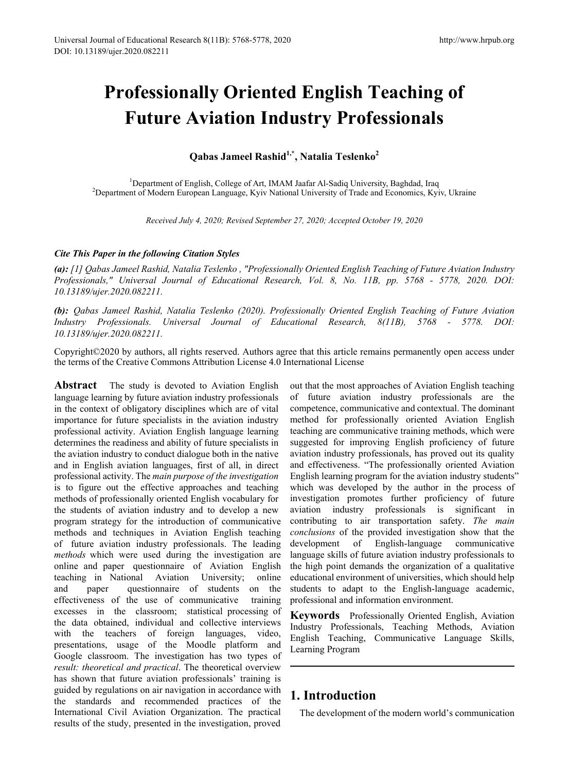# Professionally Oriented English Teaching of Future Aviation Industry Professionals

**Qabas Jameel Rashid[1,*], Natalia Teslenko[2]**

[1]Department of English, College of Art, IMAM Jaafar Al-Sadiq University, Baghdad, Iraq
[2]Department of Modern European Language, Kyiv National University of Trade and Economics, Kyiv, Ukraine

*Received July 4, 2020; Revised September 27, 2020; Accepted October 19, 2020*

***Cite This Paper in the following Citation Styles***

***(a):** [1] Qabas Jameel Rashid, Natalia Teslenko , "Professionally Oriented English Teaching of Future Aviation Industry Professionals," Universal Journal of Educational Research, Vol. 8, No. 11B, pp. 5768 - 5778, 2020. DOI: 10.13189/ujer.2020.082211.*

***(b):** Qabas Jameel Rashid, Natalia Teslenko (2020). Professionally Oriented English Teaching of Future Aviation Industry Professionals. Universal Journal of Educational Research, 8(11B), 5768 - 5778. DOI: 10.13189/ujer.2020.082211.*

Copyright©2020 by authors, all rights reserved. Authors agree that this article remains permanently open access under the terms of the Creative Commons Attribution License 4.0 International License

**Abstract** The study is devoted to Aviation English language learning by future aviation industry professionals in the context of obligatory disciplines which are of vital importance for future specialists in the aviation industry professional activity. Aviation English language learning determines the readiness and ability of future specialists in the aviation industry to conduct dialogue both in the native and in English aviation languages, first of all, in direct professional activity. The *main purpose of the investigation* is to figure out the effective approaches and teaching methods of professionally oriented English vocabulary for the students of aviation industry and to develop a new program strategy for the introduction of communicative methods and techniques in Aviation English teaching of future aviation industry professionals. The leading *methods* which were used during the investigation are online and paper questionnaire of Aviation English teaching in National Aviation University; online and paper questionnaire of students on the effectiveness of the use of communicative training excesses in the classroom; statistical processing of the data obtained, individual and collective interviews with the teachers of foreign languages, video, presentations, usage of the Moodle platform and Google classroom. The investigation has two types of *result: theoretical and practical*. The theoretical overview has shown that future aviation professionals' training is guided by regulations on air navigation in accordance with the standards and recommended practices of the International Civil Aviation Organization. The practical results of the study, presented in the investigation, proved out that the most approaches of Aviation English teaching of future aviation industry professionals are the competence, communicative and contextual. The dominant method for professionally oriented Aviation English teaching are communicative training methods, which were suggested for improving English proficiency of future aviation industry professionals, has proved out its quality and effectiveness. "The professionally oriented Aviation English learning program for the aviation industry students" which was developed by the author in the process of investigation promotes further proficiency of future aviation industry professionals is significant in contributing to air transportation safety. *The main conclusions* of the provided investigation show that the development of English-language communicative language skills of future aviation industry professionals to the high point demands the organization of a qualitative educational environment of universities, which should help students to adapt to the English-language academic, professional and information environment.

**Keywords** Professionally Oriented English, Aviation Industry Professionals, Teaching Methods, Aviation English Teaching, Communicative Language Skills, Learning Program

## 1. Introduction

The development of the modern world's communication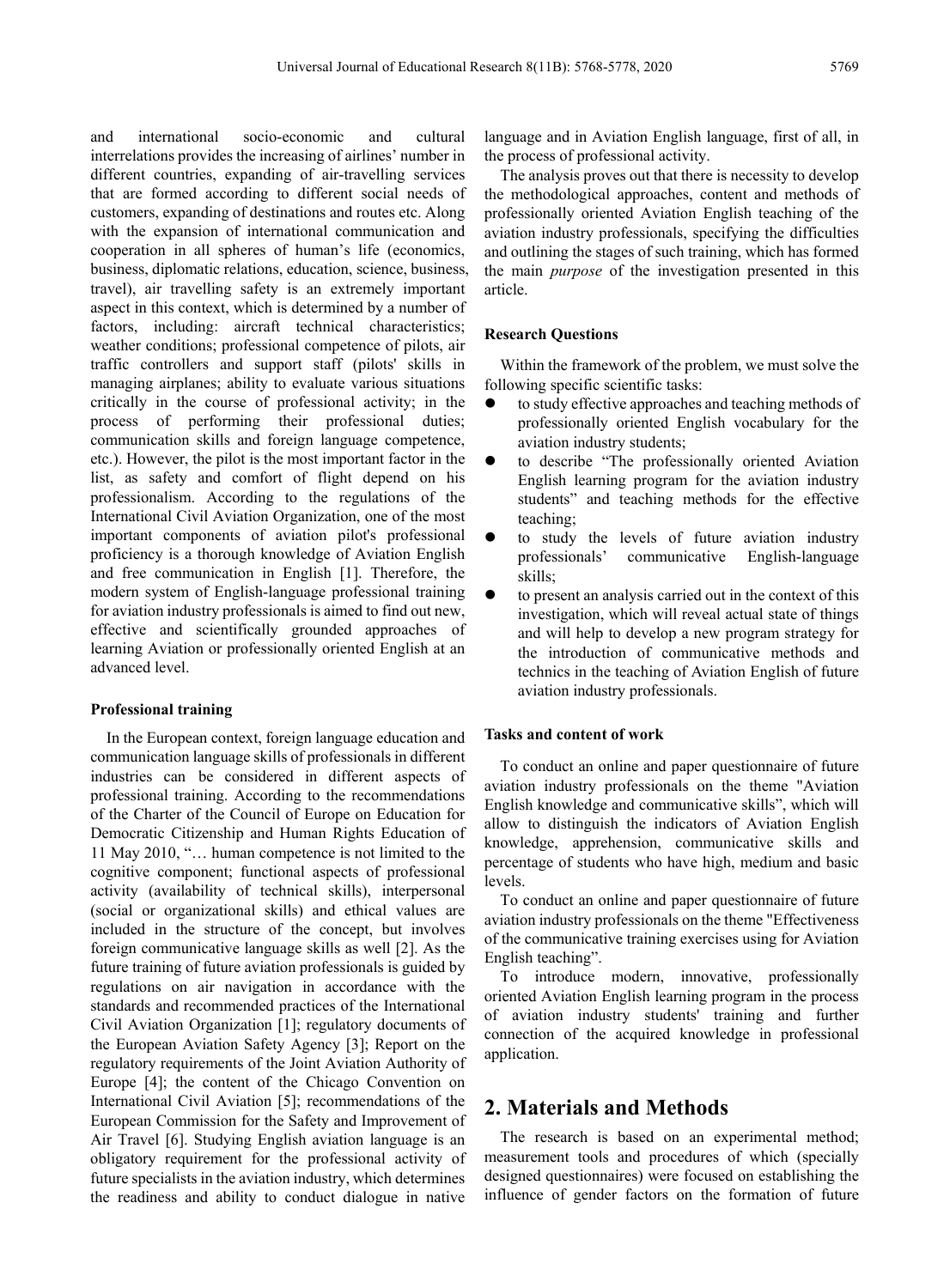and international socio-economic and cultural interrelations provides the increasing of airlines' number in different countries, expanding of air-travelling services that are formed according to different social needs of customers, expanding of destinations and routes etc. Along with the expansion of international communication and cooperation in all spheres of human's life (economics, business, diplomatic relations, education, science, business, travel), air travelling safety is an extremely important aspect in this context, which is determined by a number of factors, including: aircraft technical characteristics; weather conditions; professional competence of pilots, air traffic controllers and support staff (pilots' skills in managing airplanes; ability to evaluate various situations critically in the course of professional activity; in the process of performing their professional duties; communication skills and foreign language competence, etc.). However, the pilot is the most important factor in the list, as safety and comfort of flight depend on his professionalism. According to the regulations of the International Civil Aviation Organization, one of the most important components of aviation pilot's professional proficiency is a thorough knowledge of Aviation English and free communication in English [1]. Therefore, the modern system of English-language professional training for aviation industry professionals is aimed to find out new, effective and scientifically grounded approaches of learning Aviation or professionally oriented English at an advanced level.

### Professional training

In the European context, foreign language education and communication language skills of professionals in different industries can be considered in different aspects of professional training. According to the recommendations of the Charter of the Council of Europe on Education for Democratic Citizenship and Human Rights Education of 11 May 2010, "… human competence is not limited to the cognitive component; functional aspects of professional activity (availability of technical skills), interpersonal (social or organizational skills) and ethical values are included in the structure of the concept, but involves foreign communicative language skills as well [2]. As the future training of future aviation professionals is guided by regulations on air navigation in accordance with the standards and recommended practices of the International Civil Aviation Organization [1]; regulatory documents of the European Aviation Safety Agency [3]; Report on the regulatory requirements of the Joint Aviation Authority of Europe [4]; the content of the Chicago Convention on International Civil Aviation [5]; recommendations of the European Commission for the Safety and Improvement of Air Travel [6]. Studying English aviation language is an obligatory requirement for the professional activity of future specialists in the aviation industry, which determines the readiness and ability to conduct dialogue in native language and in Aviation English language, first of all, in the process of professional activity.

The analysis proves out that there is necessity to develop the methodological approaches, content and methods of professionally oriented Aviation English teaching of the aviation industry professionals, specifying the difficulties and outlining the stages of such training, which has formed the main *purpose* of the investigation presented in this article.

### Research Questions

Within the framework of the problem, we must solve the following specific scientific tasks:

- to study effective approaches and teaching methods of professionally oriented English vocabulary for the aviation industry students;
- to describe "The professionally oriented Aviation English learning program for the aviation industry students" and teaching methods for the effective teaching;
- to study the levels of future aviation industry professionals' communicative English-language skills;
- to present an analysis carried out in the context of this investigation, which will reveal actual state of things and will help to develop a new program strategy for the introduction of communicative methods and technics in the teaching of Aviation English of future aviation industry professionals.

### Tasks and content of work

To conduct an online and paper questionnaire of future aviation industry professionals on the theme "Aviation English knowledge and communicative skills", which will allow to distinguish the indicators of Aviation English knowledge, apprehension, communicative skills and percentage of students who have high, medium and basic levels.

To conduct an online and paper questionnaire of future aviation industry professionals on the theme "Effectiveness of the communicative training exercises using for Aviation English teaching".

To introduce modern, innovative, professionally oriented Aviation English learning program in the process of aviation industry students' training and further connection of the acquired knowledge in professional application.

## 2. Materials and Methods

The research is based on an experimental method; measurement tools and procedures of which (specially designed questionnaires) were focused on establishing the influence of gender factors on the formation of future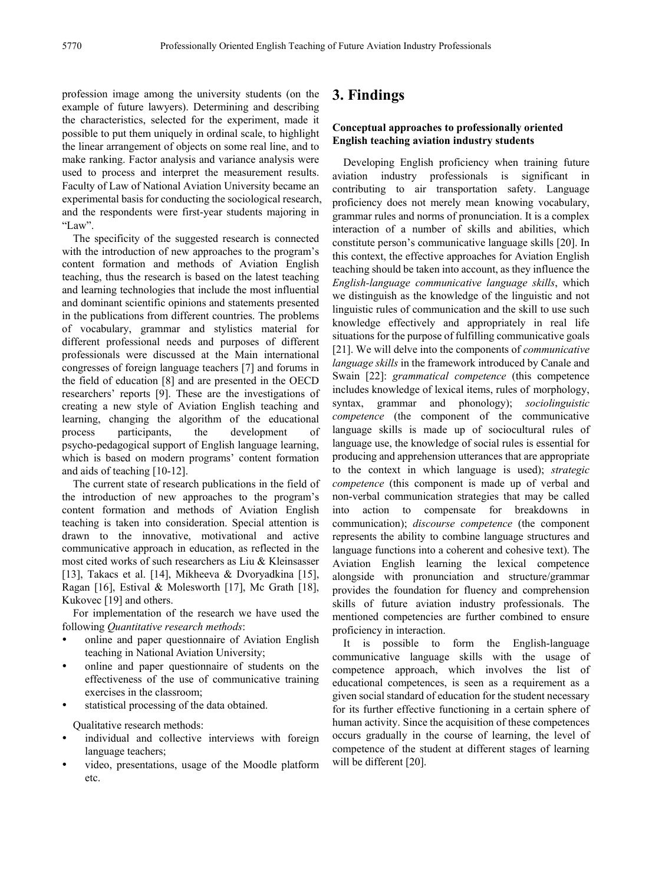profession image among the university students (on the example of future lawyers). Determining and describing the characteristics, selected for the experiment, made it possible to put them uniquely in ordinal scale, to highlight the linear arrangement of objects on some real line, and to make ranking. Factor analysis and variance analysis were used to process and interpret the measurement results. Faculty of Law of National Aviation University became an experimental basis for conducting the sociological research, and the respondents were first-year students majoring in "Law".

The specificity of the suggested research is connected with the introduction of new approaches to the program's content formation and methods of Aviation English teaching, thus the research is based on the latest teaching and learning technologies that include the most influential and dominant scientific opinions and statements presented in the publications from different countries. The problems of vocabulary, grammar and stylistics material for different professional needs and purposes of different professionals were discussed at the Main international congresses of foreign language teachers [7] and forums in the field of education [8] and are presented in the OECD researchers' reports [9]. These are the investigations of creating a new style of Aviation English teaching and learning, changing the algorithm of the educational process participants, the development of psycho-pedagogical support of English language learning, which is based on modern programs' content formation and aids of teaching [10-12].

The current state of research publications in the field of the introduction of new approaches to the program's content formation and methods of Aviation English teaching is taken into consideration. Special attention is drawn to the innovative, motivational and active communicative approach in education, as reflected in the most cited works of such researchers as Liu & Kleinsasser [13], Takacs et al. [14], Mikheeva & Dvoryadkina [15], Ragan [16], Estival & Molesworth [17], Mc Grath [18], Kukovec [19] and others.

For implementation of the research we have used the following *Quantitative research methods*:

- online and paper questionnaire of Aviation English teaching in National Aviation University;
- online and paper questionnaire of students on the effectiveness of the use of communicative training exercises in the classroom;
- statistical processing of the data obtained.

Qualitative research methods:

- individual and collective interviews with foreign language teachers;
- video, presentations, usage of the Moodle platform etc.

# 3. Findings

### Conceptual approaches to professionally oriented English teaching aviation industry students

Developing English proficiency when training future aviation industry professionals is significant in contributing to air transportation safety. Language proficiency does not merely mean knowing vocabulary, grammar rules and norms of pronunciation. It is a complex interaction of a number of skills and abilities, which constitute person's communicative language skills [20]. In this context, the effective approaches for Aviation English teaching should be taken into account, as they influence the *English-language communicative language skills*, which we distinguish as the knowledge of the linguistic and not linguistic rules of communication and the skill to use such knowledge effectively and appropriately in real life situations for the purpose of fulfilling communicative goals [21]. We will delve into the components of *communicative language skills* in the framework introduced by Canale and Swain [22]: *grammatical competence* (this competence includes knowledge of lexical items, rules of morphology, syntax, grammar and phonology); *sociolinguistic competence* (the component of the communicative language skills is made up of sociocultural rules of language use, the knowledge of social rules is essential for producing and apprehension utterances that are appropriate to the context in which language is used); *strategic competence* (this component is made up of verbal and non-verbal communication strategies that may be called into action to compensate for breakdowns in communication); *discourse competence* (the component represents the ability to combine language structures and language functions into a coherent and cohesive text). The Aviation English learning the lexical competence alongside with pronunciation and structure/grammar provides the foundation for fluency and comprehension skills of future aviation industry professionals. The mentioned competencies are further combined to ensure proficiency in interaction.

It is possible to form the English-language communicative language skills with the usage of competence approach, which involves the list of educational competences, is seen as a requirement as a given social standard of education for the student necessary for its further effective functioning in a certain sphere of human activity. Since the acquisition of these competences occurs gradually in the course of learning, the level of competence of the student at different stages of learning will be different [20].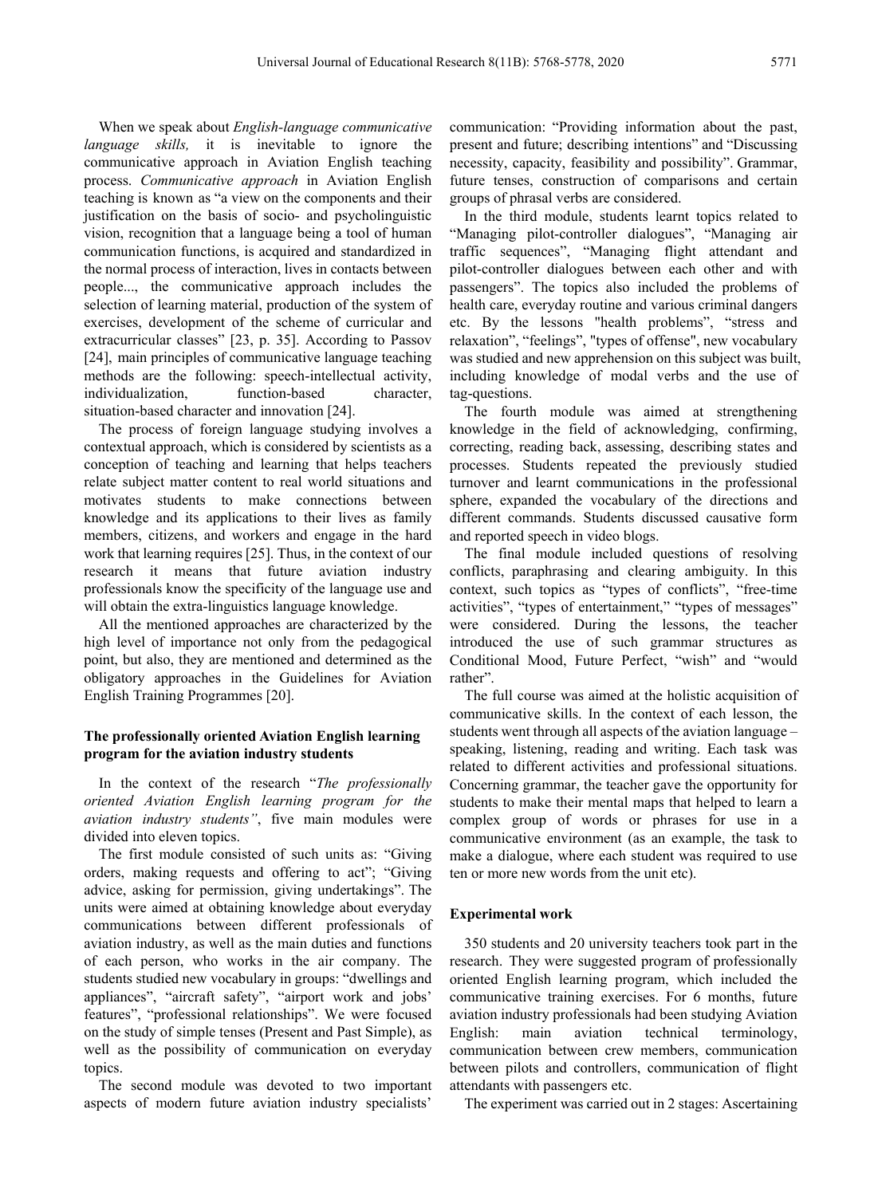When we speak about *English-language communicative language skills,* it is inevitable to ignore the communicative approach in Aviation English teaching process. *Communicative approach* in Aviation English teaching is known as "a view on the components and their justification on the basis of socio- and psycholinguistic vision, recognition that a language being a tool of human communication functions, is acquired and standardized in the normal process of interaction, lives in contacts between people..., the communicative approach includes the selection of learning material, production of the system of exercises, development of the scheme of curricular and extracurricular classes" [23, p. 35]. According to Passov [24], main principles of communicative language teaching methods are the following: speech-intellectual activity, individualization, function-based character, situation-based character and innovation [24].

The process of foreign language studying involves a contextual approach, which is considered by scientists as a conception of teaching and learning that helps teachers relate subject matter content to real world situations and motivates students to make connections between knowledge and its applications to their lives as family members, citizens, and workers and engage in the hard work that learning requires [25]. Thus, in the context of our research it means that future aviation industry professionals know the specificity of the language use and will obtain the extra-linguistics language knowledge.

All the mentioned approaches are characterized by the high level of importance not only from the pedagogical point, but also, they are mentioned and determined as the obligatory approaches in the Guidelines for Aviation English Training Programmes [20].

### The professionally oriented Aviation English learning program for the aviation industry students

In the context of the research "*The professionally oriented Aviation English learning program for the aviation industry students"*, five main modules were divided into eleven topics.

The first module consisted of such units as: "Giving orders, making requests and offering to act"; "Giving advice, asking for permission, giving undertakings". The units were aimed at obtaining knowledge about everyday communications between different professionals of aviation industry, as well as the main duties and functions of each person, who works in the air company. The students studied new vocabulary in groups: "dwellings and appliances", "aircraft safety", "airport work and jobs' features", "professional relationships". We were focused on the study of simple tenses (Present and Past Simple), as well as the possibility of communication on everyday topics.

The second module was devoted to two important aspects of modern future aviation industry specialists' communication: "Providing information about the past, present and future; describing intentions" and "Discussing necessity, capacity, feasibility and possibility". Grammar, future tenses, construction of comparisons and certain groups of phrasal verbs are considered.

In the third module, students learnt topics related to "Managing pilot-controller dialogues", "Managing air traffic sequences", "Managing flight attendant and pilot-controller dialogues between each other and with passengers". The topics also included the problems of health care, everyday routine and various criminal dangers etc. By the lessons "health problems", "stress and relaxation", "feelings", "types of offense", new vocabulary was studied and new apprehension on this subject was built, including knowledge of modal verbs and the use of tag-questions.

The fourth module was aimed at strengthening knowledge in the field of acknowledging, confirming, correcting, reading back, assessing, describing states and processes. Students repeated the previously studied turnover and learnt communications in the professional sphere, expanded the vocabulary of the directions and different commands. Students discussed causative form and reported speech in video blogs.

The final module included questions of resolving conflicts, paraphrasing and clearing ambiguity. In this context, such topics as "types of conflicts", "free-time activities", "types of entertainment," "types of messages" were considered. During the lessons, the teacher introduced the use of such grammar structures as Conditional Mood, Future Perfect, "wish" and "would rather".

The full course was aimed at the holistic acquisition of communicative skills. In the context of each lesson, the students went through all aspects of the aviation language – speaking, listening, reading and writing. Each task was related to different activities and professional situations. Concerning grammar, the teacher gave the opportunity for students to make their mental maps that helped to learn a complex group of words or phrases for use in a communicative environment (as an example, the task to make a dialogue, where each student was required to use ten or more new words from the unit etc).

### Experimental work

350 students and 20 university teachers took part in the research. They were suggested program of professionally oriented English learning program, which included the communicative training exercises. For 6 months, future aviation industry professionals had been studying Aviation English: main aviation technical terminology, communication between crew members, communication between pilots and controllers, communication of flight attendants with passengers etc.

The experiment was carried out in 2 stages: Ascertaining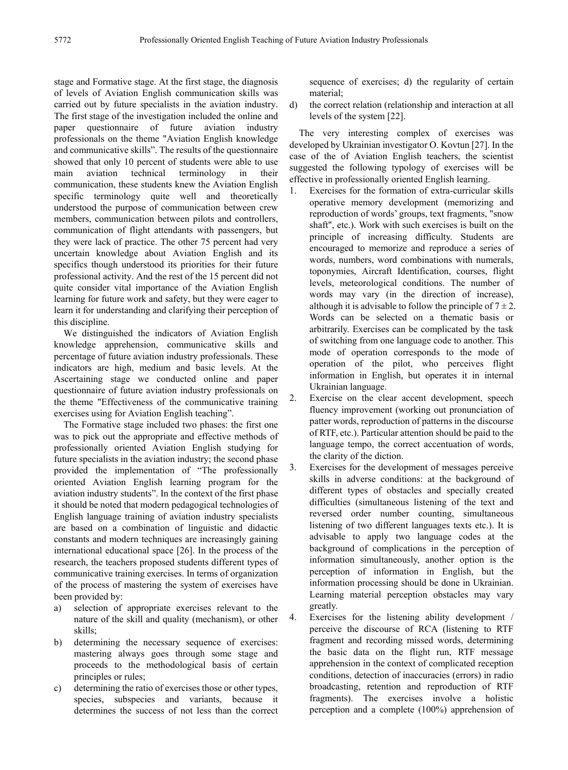stage and Formative stage. At the first stage, the diagnosis of levels of Aviation English communication skills was carried out by future specialists in the aviation industry. The first stage of the investigation included the online and paper questionnaire of future aviation industry professionals on the theme "Aviation English knowledge and communicative skills". The results of the questionnaire showed that only 10 percent of students were able to use main aviation technical terminology in their communication, these students knew the Aviation English specific terminology quite well and theoretically understood the purpose of communication between crew members, communication between pilots and controllers, communication of flight attendants with passengers, but they were lack of practice. The other 75 percent had very uncertain knowledge about Aviation English and its specifics though understood its priorities for their future professional activity. And the rest of the 15 percent did not quite consider vital importance of the Aviation English learning for future work and safety, but they were eager to learn it for understanding and clarifying their perception of this discipline.

We distinguished the indicators of Aviation English knowledge apprehension, communicative skills and percentage of future aviation industry professionals. These indicators are high, medium and basic levels. At the Ascertaining stage we conducted online and paper questionnaire of future aviation industry professionals on the theme "Effectiveness of the communicative training exercises using for Aviation English teaching".

The Formative stage included two phases: the first one was to pick out the appropriate and effective methods of professionally oriented Aviation English studying for future specialists in the aviation industry; the second phase provided the implementation of "The professionally oriented Aviation English learning program for the aviation industry students". In the context of the first phase it should be noted that modern pedagogical technologies of English language training of aviation industry specialists are based on a combination of linguistic and didactic constants and modern techniques are increasingly gaining international educational space [26]. In the process of the research, the teachers proposed students different types of communicative training exercises. In terms of organization of the process of mastering the system of exercises have been provided by:

a) selection of appropriate exercises relevant to the nature of the skill and quality (mechanism), or other skills;
b) determining the necessary sequence of exercises: mastering always goes through some stage and proceeds to the methodological basis of certain principles or rules;
c) determining the ratio of exercises those or other types, species, subspecies and variants, because it determines the success of not less than the correct sequence of exercises; d) the regularity of certain material;
d) the correct relation (relationship and interaction at all levels of the system [22].

The very interesting complex of exercises was developed by Ukrainian investigator O. Kovtun [27]. In the case of the of Aviation English teachers, the scientist suggested the following typology of exercises will be effective in professionally oriented English learning.

1. Exercises for the formation of extra-curricular skills operative memory development (memorizing and reproduction of words' groups, text fragments, "snow shaft", etc.). Work with such exercises is built on the principle of increasing difficulty. Students are encouraged to memorize and reproduce a series of words, numbers, word combinations with numerals, toponymies, Aircraft Identification, courses, flight levels, meteorological conditions. The number of words may vary (in the direction of increase), although it is advisable to follow the principle of $7 \pm 2$. Words can be selected on a thematic basis or arbitrarily. Exercises can be complicated by the task of switching from one language code to another. This mode of operation corresponds to the mode of operation of the pilot, who perceives flight information in English, but operates it in internal Ukrainian language.
2. Exercise on the clear accent development, speech fluency improvement (working out pronunciation of patter words, reproduction of patterns in the discourse of RTF, etc.). Particular attention should be paid to the language tempo, the correct accentuation of words, the clarity of the diction.
3. Exercises for the development of messages perceive skills in adverse conditions: at the background of different types of obstacles and specially created difficulties (simultaneous listening of the text and reversed order number counting, simultaneous listening of two different languages texts etc.). It is advisable to apply two language codes at the background of complications in the perception of information simultaneously, another option is the perception of information in English, but the information processing should be done in Ukrainian. Learning material perception obstacles may vary greatly.
4. Exercises for the listening ability development / perceive the discourse of RCA (listening to RTF fragment and recording missed words, determining the basic data on the flight run, RTF message apprehension in the context of complicated reception conditions, detection of inaccuracies (errors) in radio broadcasting, retention and reproduction of RTF fragments). The exercises involve a holistic perception and a complete (100%) apprehension of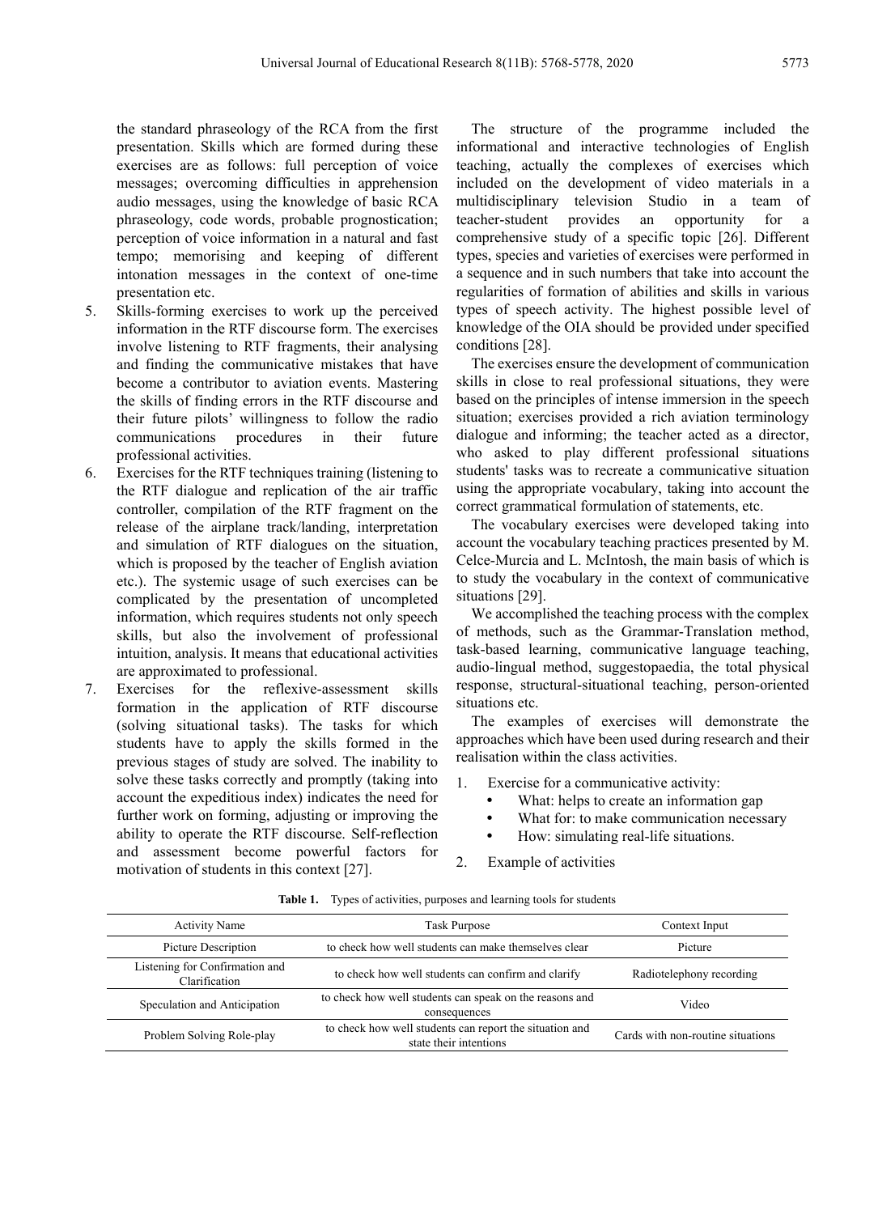the standard phraseology of the RCA from the first presentation. Skills which are formed during these exercises are as follows: full perception of voice messages; overcoming difficulties in apprehension audio messages, using the knowledge of basic RCA phraseology, code words, probable prognostication; perception of voice information in a natural and fast tempo; memorising and keeping of different intonation messages in the context of one-time presentation etc.

5. Skills-forming exercises to work up the perceived information in the RTF discourse form. The exercises involve listening to RTF fragments, their analysing and finding the communicative mistakes that have become a contributor to aviation events. Mastering the skills of finding errors in the RTF discourse and their future pilots' willingness to follow the radio communications procedures in their future professional activities.
6. Exercises for the RTF techniques training (listening to the RTF dialogue and replication of the air traffic controller, compilation of the RTF fragment on the release of the airplane track/landing, interpretation and simulation of RTF dialogues on the situation, which is proposed by the teacher of English aviation etc.). The systemic usage of such exercises can be complicated by the presentation of uncompleted information, which requires students not only speech skills, but also the involvement of professional intuition, analysis. It means that educational activities are approximated to professional.
7. Exercises for the reflexive-assessment skills formation in the application of RTF discourse (solving situational tasks). The tasks for which students have to apply the skills formed in the previous stages of study are solved. The inability to solve these tasks correctly and promptly (taking into account the expeditious index) indicates the need for further work on forming, adjusting or improving the ability to operate the RTF discourse. Self-reflection and assessment become powerful factors for motivation of students in this context [27].

The structure of the programme included the informational and interactive technologies of English teaching, actually the complexes of exercises which included on the development of video materials in a multidisciplinary television Studio in a team of teacher-student provides an opportunity for a comprehensive study of a specific topic [26]. Different types, species and varieties of exercises were performed in a sequence and in such numbers that take into account the regularities of formation of abilities and skills in various types of speech activity. The highest possible level of knowledge of the OIA should be provided under specified conditions [28].

The exercises ensure the development of communication skills in close to real professional situations, they were based on the principles of intense immersion in the speech situation; exercises provided a rich aviation terminology dialogue and informing; the teacher acted as a director, who asked to play different professional situations students' tasks was to recreate a communicative situation using the appropriate vocabulary, taking into account the correct grammatical formulation of statements, etc.

The vocabulary exercises were developed taking into account the vocabulary teaching practices presented by M. Celce-Murcia and L. McIntosh, the main basis of which is to study the vocabulary in the context of communicative situations [29].

We accomplished the teaching process with the complex of methods, such as the Grammar-Translation method, task-based learning, communicative language teaching, audio-lingual method, suggestopaedia, the total physical response, structural-situational teaching, person-oriented situations etc.

The examples of exercises will demonstrate the approaches which have been used during research and their realisation within the class activities.

1. Exercise for a communicative activity:
   - What: helps to create an information gap
   - What for: to make communication necessary
   - How: simulating real-life situations.
2. Example of activities

**Table 1.** Types of activities, purposes and learning tools for students

| Activity Name | Task Purpose | Context Input |
|---|---|---|
| Picture Description | to check how well students can make themselves clear | Picture |
| Listening for Confirmation and Clarification | to check how well students can confirm and clarify | Radiotelephony recording |
| Speculation and Anticipation | to check how well students can speak on the reasons and consequences | Video |
| Problem Solving Role-play | to check how well students can report the situation and state their intentions | Cards with non-routine situations |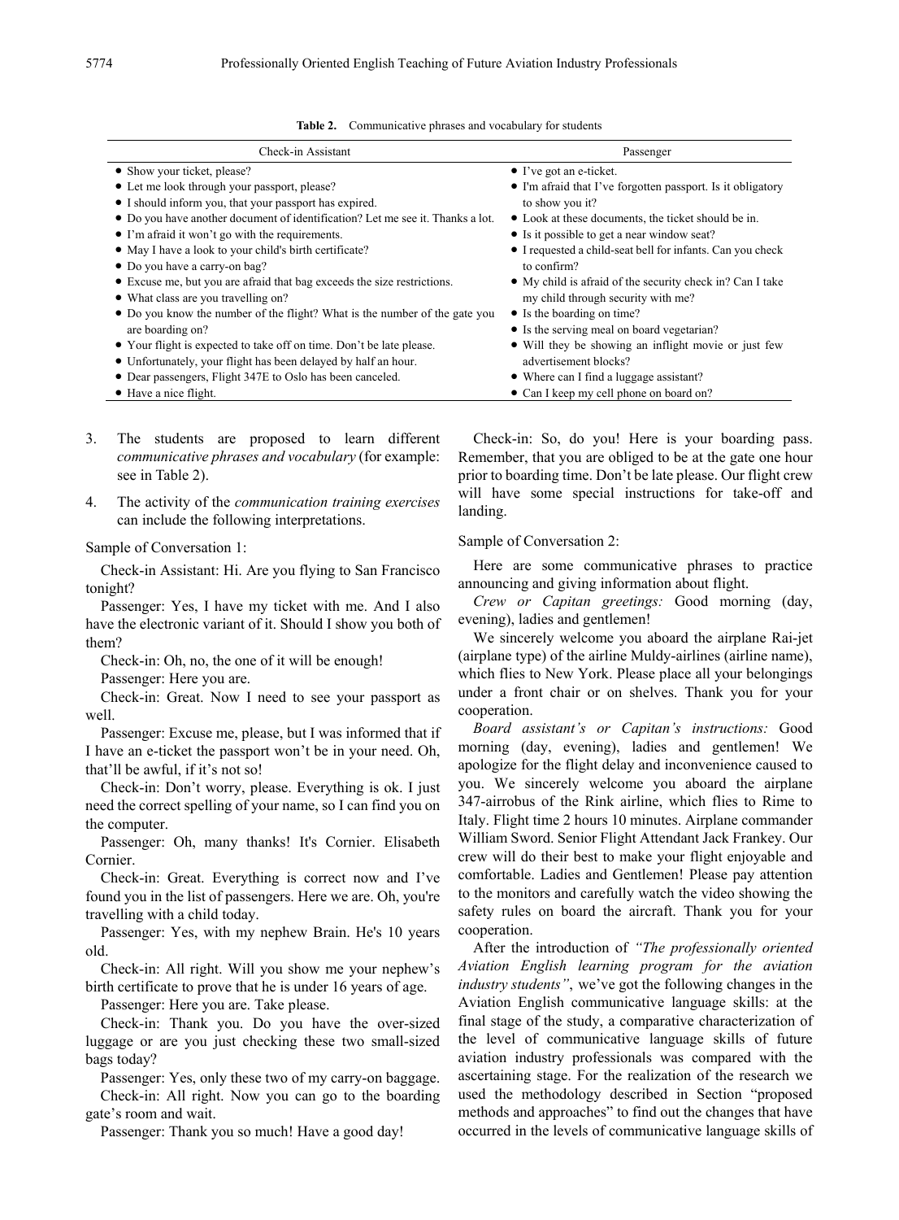**Table 2.** Communicative phrases and vocabulary for students

| Check-in Assistant | Passenger |
|---|---|
| • Show your ticket, please?<br>• Let me look through your passport, please?<br>• I should inform you, that your passport has expired.<br>• Do you have another document of identification? Let me see it. Thanks a lot.<br>• I'm afraid it won't go with the requirements.<br>• May I have a look to your child's birth certificate?<br>• Do you have a carry-on bag?<br>• Excuse me, but you are afraid that bag exceeds the size restrictions.<br>• What class are you travelling on?<br>• Do you know the number of the flight? What is the number of the gate you are boarding on?<br>• Your flight is expected to take off on time. Don't be late please.<br>• Unfortunately, your flight has been delayed by half an hour.<br>• Dear passengers, Flight 347E to Oslo has been canceled.<br>• Have a nice flight. | • I've got an e-ticket.<br>• I'm afraid that I've forgotten passport. Is it obligatory to show you it?<br>• Look at these documents, the ticket should be in.<br>• Is it possible to get a near window seat?<br>• I requested a child-seat bell for infants. Can you check to confirm?<br>• My child is afraid of the security check in? Can I take my child through security with me?<br>• Is the boarding on time?<br>• Is the serving meal on board vegetarian?<br>• Will they be showing an inflight movie or just few advertisement blocks?<br>• Where can I find a luggage assistant?<br>• Can I keep my cell phone on board on? |

3. The students are proposed to learn different *communicative phrases and vocabulary* (for example: see in Table 2).

4. The activity of the *communication training exercises* can include the following interpretations.

Sample of Conversation 1:

Check-in Assistant: Hi. Are you flying to San Francisco tonight?

Passenger: Yes, I have my ticket with me. And I also have the electronic variant of it. Should I show you both of them?

Check-in: Oh, no, the one of it will be enough!

Passenger: Here you are.

Check-in: Great. Now I need to see your passport as well.

Passenger: Excuse me, please, but I was informed that if I have an e-ticket the passport won't be in your need. Oh, that'll be awful, if it's not so!

Check-in: Don't worry, please. Everything is ok. I just need the correct spelling of your name, so I can find you on the computer.

Passenger: Oh, many thanks! It's Cornier. Elisabeth Cornier.

Check-in: Great. Everything is correct now and I've found you in the list of passengers. Here we are. Oh, you're travelling with a child today.

Passenger: Yes, with my nephew Brain. He's 10 years old.

Check-in: All right. Will you show me your nephew's birth certificate to prove that he is under 16 years of age.

Passenger: Here you are. Take please.

Check-in: Thank you. Do you have the over-sized luggage or are you just checking these two small-sized bags today?

Passenger: Yes, only these two of my carry-on baggage.

Check-in: All right. Now you can go to the boarding gate's room and wait.

Passenger: Thank you so much! Have a good day!

Check-in: So, do you! Here is your boarding pass. Remember, that you are obliged to be at the gate one hour prior to boarding time. Don't be late please. Our flight crew will have some special instructions for take-off and landing.

Sample of Conversation 2:

Here are some communicative phrases to practice announcing and giving information about flight.

*Crew or Capitan greetings:* Good morning (day, evening), ladies and gentlemen!

We sincerely welcome you aboard the airplane Rai-jet (airplane type) of the airline Muldy-airlines (airline name), which flies to New York. Please place all your belongings under a front chair or on shelves. Thank you for your cooperation.

*Board assistant's or Capitan's instructions:* Good morning (day, evening), ladies and gentlemen! We apologize for the flight delay and inconvenience caused to you. We sincerely welcome you aboard the airplane 347-airrobus of the Rink airline, which flies to Rime to Italy. Flight time 2 hours 10 minutes. Airplane commander William Sword. Senior Flight Attendant Jack Frankey. Our crew will do their best to make your flight enjoyable and comfortable. Ladies and Gentlemen! Please pay attention to the monitors and carefully watch the video showing the safety rules on board the aircraft. Thank you for your cooperation.

After the introduction of *"The professionally oriented Aviation English learning program for the aviation industry students"*, we've got the following changes in the Aviation English communicative language skills: at the final stage of the study, a comparative characterization of the level of communicative language skills of future aviation industry professionals was compared with the ascertaining stage. For the realization of the research we used the methodology described in Section "proposed methods and approaches" to find out the changes that have occurred in the levels of communicative language skills of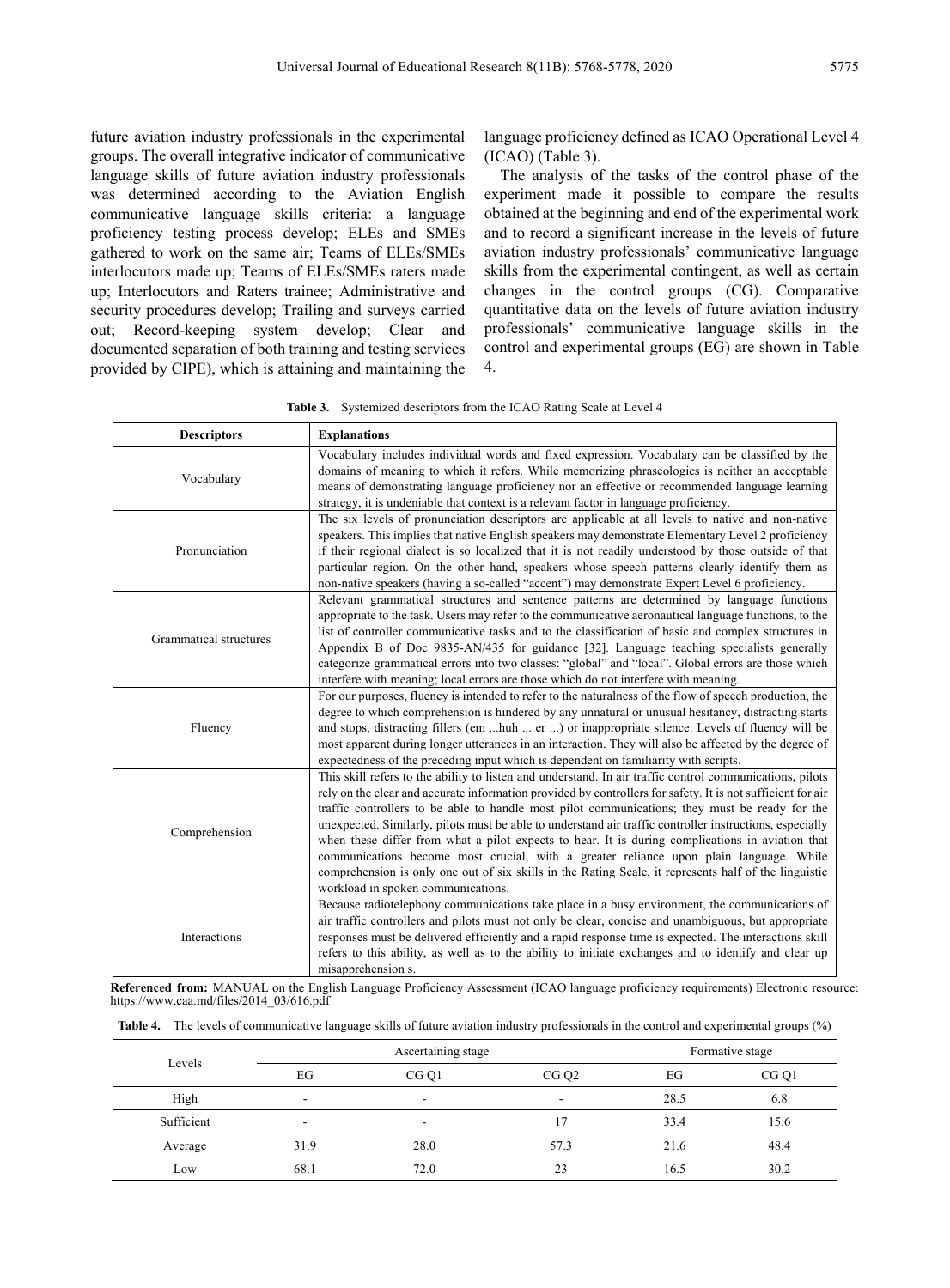future aviation industry professionals in the experimental groups. The overall integrative indicator of communicative language skills of future aviation industry professionals was determined according to the Aviation English communicative language skills criteria: a language proficiency testing process develop; ELEs and SMEs gathered to work on the same air; Teams of ELEs/SMEs interlocutors made up; Teams of ELEs/SMEs raters made up; Interlocutors and Raters trainee; Administrative and security procedures develop; Trailing and surveys carried out; Record-keeping system develop; Clear and documented separation of both training and testing services provided by CIPE), which is attaining and maintaining the language proficiency defined as ICAO Operational Level 4 (ICAO) (Table 3).

The analysis of the tasks of the control phase of the experiment made it possible to compare the results obtained at the beginning and end of the experimental work and to record a significant increase in the levels of future aviation industry professionals' communicative language skills from the experimental contingent, as well as certain changes in the control groups (CG). Comparative quantitative data on the levels of future aviation industry professionals' communicative language skills in the control and experimental groups (EG) are shown in Table 4.

**Table 3.** Systemized descriptors from the ICAO Rating Scale at Level 4

| Descriptors | Explanations |
|---|---|
| Vocabulary | Vocabulary includes individual words and fixed expression. Vocabulary can be classified by the domains of meaning to which it refers. While memorizing phraseologies is neither an acceptable means of demonstrating language proficiency nor an effective or recommended language learning strategy, it is undeniable that context is a relevant factor in language proficiency. |
| Pronunciation | The six levels of pronunciation descriptors are applicable at all levels to native and non-native speakers. This implies that native English speakers may demonstrate Elementary Level 2 proficiency if their regional dialect is so localized that it is not readily understood by those outside of that particular region. On the other hand, speakers whose speech patterns clearly identify them as non-native speakers (having a so-called "accent") may demonstrate Expert Level 6 proficiency. |
| Grammatical structures | Relevant grammatical structures and sentence patterns are determined by language functions appropriate to the task. Users may refer to the communicative aeronautical language functions, to the list of controller communicative tasks and to the classification of basic and complex structures in Appendix B of Doc 9835-AN/435 for guidance [32]. Language teaching specialists generally categorize grammatical errors into two classes: "global" and "local". Global errors are those which interfere with meaning; local errors are those which do not interfere with meaning. |
| Fluency | For our purposes, fluency is intended to refer to the naturalness of the flow of speech production, the degree to which comprehension is hindered by any unnatural or unusual hesitancy, distracting starts and stops, distracting fillers (em ...huh ... er ...) or inappropriate silence. Levels of fluency will be most apparent during longer utterances in an interaction. They will also be affected by the degree of expectedness of the preceding input which is dependent on familiarity with scripts. |
| Comprehension | This skill refers to the ability to listen and understand. In air traffic control communications, pilots rely on the clear and accurate information provided by controllers for safety. It is not sufficient for air traffic controllers to be able to handle most pilot communications; they must be ready for the unexpected. Similarly, pilots must be able to understand air traffic controller instructions, especially when these differ from what a pilot expects to hear. It is during complications in aviation that communications become most crucial, with a greater reliance upon plain language. While comprehension is only one out of six skills in the Rating Scale, it represents half of the linguistic workload in spoken communications. |
| Interactions | Because radiotelephony communications take place in a busy environment, the communications of air traffic controllers and pilots must not only be clear, concise and unambiguous, but appropriate responses must be delivered efficiently and a rapid response time is expected. The interactions skill refers to this ability, as well as to the ability to initiate exchanges and to identify and clear up misapprehension s. |

**Referenced from:** MANUAL on the English Language Proficiency Assessment (ICAO language proficiency requirements) Electronic resource: https://www.caa.md/files/2014_03/616.pdf

**Table 4.** The levels of communicative language skills of future aviation industry professionals in the control and experimental groups (%)

| Levels | Ascertaining stage | | | Formative stage | |
|---|---|---|---|---|---|
| | EG | CG Q1 | CG Q2 | EG | CG Q1 |
| High | - | - | - | 28.5 | 6.8 |
| Sufficient | - | - | 17 | 33.4 | 15.6 |
| Average | 31.9 | 28.0 | 57.3 | 21.6 | 48.4 |
| Low | 68.1 | 72.0 | 23 | 16.5 | 30.2 |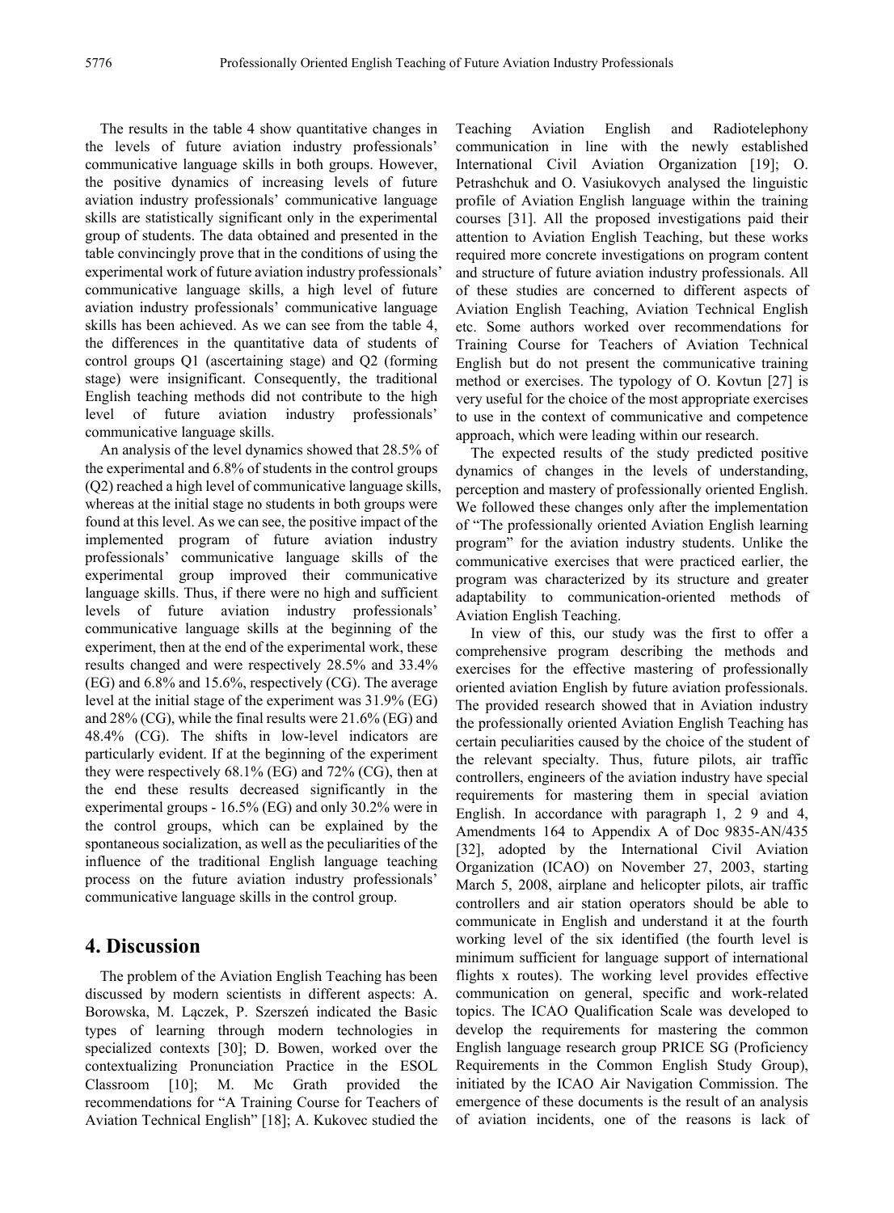The results in the table 4 show quantitative changes in the levels of future aviation industry professionals' communicative language skills in both groups. However, the positive dynamics of increasing levels of future aviation industry professionals' communicative language skills are statistically significant only in the experimental group of students. The data obtained and presented in the table convincingly prove that in the conditions of using the experimental work of future aviation industry professionals' communicative language skills, a high level of future aviation industry professionals' communicative language skills has been achieved. As we can see from the table 4, the differences in the quantitative data of students of control groups Q1 (ascertaining stage) and Q2 (forming stage) were insignificant. Consequently, the traditional English teaching methods did not contribute to the high level of future aviation industry professionals' communicative language skills.

An analysis of the level dynamics showed that 28.5% of the experimental and 6.8% of students in the control groups (Q2) reached a high level of communicative language skills, whereas at the initial stage no students in both groups were found at this level. As we can see, the positive impact of the implemented program of future aviation industry professionals' communicative language skills of the experimental group improved their communicative language skills. Thus, if there were no high and sufficient levels of future aviation industry professionals' communicative language skills at the beginning of the experiment, then at the end of the experimental work, these results changed and were respectively 28.5% and 33.4% (EG) and 6.8% and 15.6%, respectively (CG). The average level at the initial stage of the experiment was 31.9% (EG) and 28% (CG), while the final results were 21.6% (EG) and 48.4% (CG). The shifts in low-level indicators are particularly evident. If at the beginning of the experiment they were respectively 68.1% (EG) and 72% (CG), then at the end these results decreased significantly in the experimental groups - 16.5% (EG) and only 30.2% were in the control groups, which can be explained by the spontaneous socialization, as well as the peculiarities of the influence of the traditional English language teaching process on the future aviation industry professionals' communicative language skills in the control group.

## 4. Discussion

The problem of the Aviation English Teaching has been discussed by modern scientists in different aspects: A. Borowska, M. Łączek, P. Szerszeń indicated the Basic types of learning through modern technologies in specialized contexts [30]; D. Bowen, worked over the contextualizing Pronunciation Practice in the ESOL Classroom [10]; M. Mc Grath provided the recommendations for "A Training Course for Teachers of Aviation Technical English" [18]; A. Kukovec studied the Teaching Aviation English and Radiotelephony communication in line with the newly established International Civil Aviation Organization [19]; O. Petrashchuk and O. Vasiukovych analysed the linguistic profile of Aviation English language within the training courses [31]. All the proposed investigations paid their attention to Aviation English Teaching, but these works required more concrete investigations on program content and structure of future aviation industry professionals. All of these studies are concerned to different aspects of Aviation English Teaching, Aviation Technical English etc. Some authors worked over recommendations for Training Course for Teachers of Aviation Technical English but do not present the communicative training method or exercises. The typology of O. Kovtun [27] is very useful for the choice of the most appropriate exercises to use in the context of communicative and competence approach, which were leading within our research.

The expected results of the study predicted positive dynamics of changes in the levels of understanding, perception and mastery of professionally oriented English. We followed these changes only after the implementation of "The professionally oriented Aviation English learning program" for the aviation industry students. Unlike the communicative exercises that were practiced earlier, the program was characterized by its structure and greater adaptability to communication-oriented methods of Aviation English Teaching.

In view of this, our study was the first to offer a comprehensive program describing the methods and exercises for the effective mastering of professionally oriented aviation English by future aviation professionals. The provided research showed that in Aviation industry the professionally oriented Aviation English Teaching has certain peculiarities caused by the choice of the student of the relevant specialty. Thus, future pilots, air traffic controllers, engineers of the aviation industry have special requirements for mastering them in special aviation English. In accordance with paragraph 1, 2 9 and 4, Amendments 164 to Appendix A of Doc 9835-AN/435 [32], adopted by the International Civil Aviation Organization (ICAO) on November 27, 2003, starting March 5, 2008, airplane and helicopter pilots, air traffic controllers and air station operators should be able to communicate in English and understand it at the fourth working level of the six identified (the fourth level is minimum sufficient for language support of international flights x routes). The working level provides effective communication on general, specific and work-related topics. The ICAO Qualification Scale was developed to develop the requirements for mastering the common English language research group PRICE SG (Proficiency Requirements in the Common English Study Group), initiated by the ICAO Air Navigation Commission. The emergence of these documents is the result of an analysis of aviation incidents, one of the reasons is lack of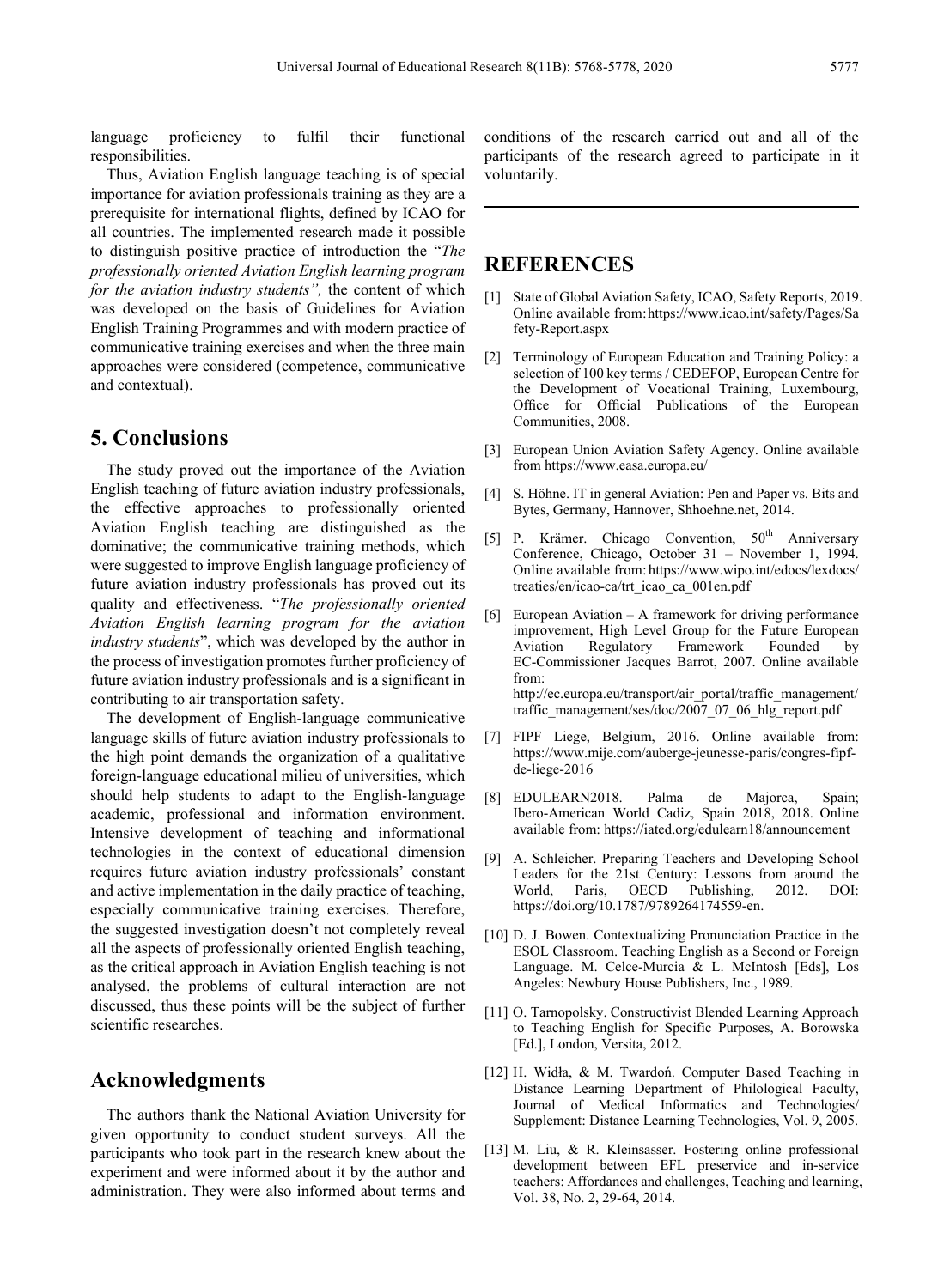language proficiency to fulfil their functional responsibilities.

Thus, Aviation English language teaching is of special importance for aviation professionals training as they are a prerequisite for international flights, defined by ICAO for all countries. The implemented research made it possible to distinguish positive practice of introduction the "*The professionally oriented Aviation English learning program for the aviation industry students",* the content of which was developed on the basis of Guidelines for Aviation English Training Programmes and with modern practice of communicative training exercises and when the three main approaches were considered (competence, communicative and contextual).

## 5. Conclusions

The study proved out the importance of the Aviation English teaching of future aviation industry professionals, the effective approaches to professionally oriented Aviation English teaching are distinguished as the dominative; the communicative training methods, which were suggested to improve English language proficiency of future aviation industry professionals has proved out its quality and effectiveness. "*The professionally oriented Aviation English learning program for the aviation industry students*", which was developed by the author in the process of investigation promotes further proficiency of future aviation industry professionals and is a significant in contributing to air transportation safety.

The development of English-language communicative language skills of future aviation industry professionals to the high point demands the organization of a qualitative foreign-language educational milieu of universities, which should help students to adapt to the English-language academic, professional and information environment. Intensive development of teaching and informational technologies in the context of educational dimension requires future aviation industry professionals' constant and active implementation in the daily practice of teaching, especially communicative training exercises. Therefore, the suggested investigation doesn't not completely reveal all the aspects of professionally oriented English teaching, as the critical approach in Aviation English teaching is not analysed, the problems of cultural interaction are not discussed, thus these points will be the subject of further scientific researches.

## Acknowledgments

The authors thank the National Aviation University for given opportunity to conduct student surveys. All the participants who took part in the research knew about the experiment and were informed about it by the author and administration. They were also informed about terms and conditions of the research carried out and all of the participants of the research agreed to participate in it voluntarily.

## REFERENCES

[1] State of Global Aviation Safety, ICAO, Safety Reports, 2019. Online available from: https://www.icao.int/safety/Pages/Safety-Report.aspx

[2] Terminology of European Education and Training Policy: a selection of 100 key terms / CEDEFOP, European Centre for the Development of Vocational Training, Luxembourg, Office for Official Publications of the European Communities, 2008.

[3] European Union Aviation Safety Agency. Online available from https://www.easa.europa.eu/

[4] S. Höhne. IT in general Aviation: Pen and Paper vs. Bits and Bytes, Germany, Hannover, Shhoehne.net, 2014.

[5] P. Krämer. Chicago Convention, 50th Anniversary Conference, Chicago, October 31 – November 1, 1994. Online available from: https://www.wipo.int/edocs/lexdocs/treaties/en/icao-ca/trt_icao_ca_001en.pdf

[6] European Aviation – A framework for driving performance improvement, High Level Group for the Future European Aviation Regulatory Framework Founded by EC-Commissioner Jacques Barrot, 2007. Online available from: http://ec.europa.eu/transport/air_portal/traffic_management/traffic_management/ses/doc/2007_07_06_hlg_report.pdf

[7] FIPF Liege, Belgium, 2016. Online available from: https://www.mije.com/auberge-jeunesse-paris/congres-fipf-de-liege-2016

[8] EDULEARN2018. Palma de Majorca, Spain; Ibero-American World Cadiz, Spain 2018, 2018. Online available from: https://iated.org/edulearn18/announcement

[9] A. Schleicher. Preparing Teachers and Developing School Leaders for the 21st Century: Lessons from around the World, Paris, OECD Publishing, 2012. DOI: https://doi.org/10.1787/9789264174559-en.

[10] D. J. Bowen. Contextualizing Pronunciation Practice in the ESOL Classroom. Teaching English as a Second or Foreign Language. M. Celce-Murcia & L. McIntosh [Eds], Los Angeles: Newbury House Publishers, Inc., 1989.

[11] O. Tarnopolsky. Constructivist Blended Learning Approach to Teaching English for Specific Purposes, A. Borowska [Ed.], London, Versita, 2012.

[12] H. Widła, & M. Twardoń. Computer Based Teaching in Distance Learning Department of Philological Faculty, Journal of Medical Informatics and Technologies/ Supplement: Distance Learning Technologies, Vol. 9, 2005.

[13] M. Liu, & R. Kleinsasser. Fostering online professional development between EFL preservice and in-service teachers: Affordances and challenges, Teaching and learning, Vol. 38, No. 2, 29-64, 2014.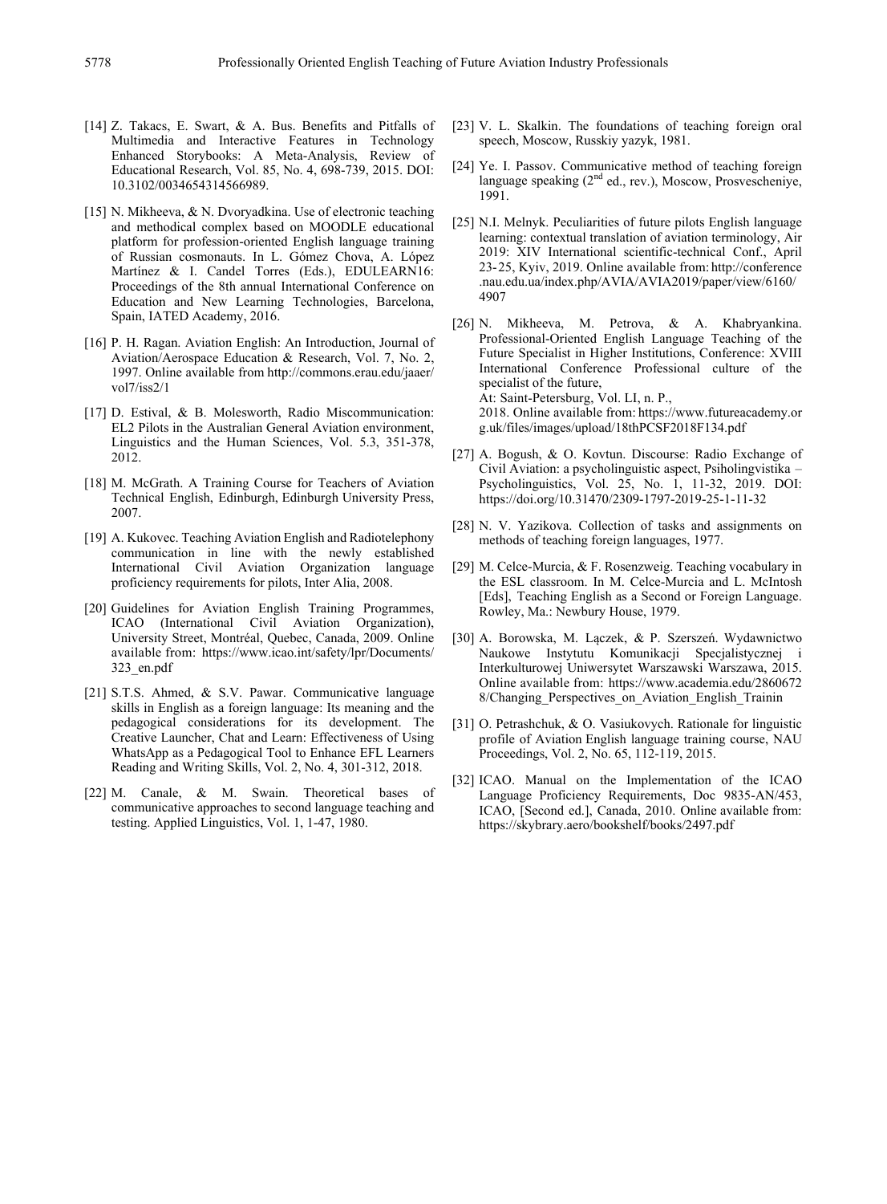[14] Z. Takacs, E. Swart, & A. Bus. Benefits and Pitfalls of Multimedia and Interactive Features in Technology Enhanced Storybooks: A Meta-Analysis, Review of Educational Research, Vol. 85, No. 4, 698-739, 2015. DOI: 10.3102/0034654314566989.

[15] N. Mikheeva, & N. Dvoryadkina. Use of electronic teaching and methodical complex based on MOODLE educational platform for profession-oriented English language training of Russian cosmonauts. In L. Gómez Chova, A. López Martínez & I. Candel Torres (Eds.), EDULEARN16: Proceedings of the 8th annual International Conference on Education and New Learning Technologies, Barcelona, Spain, IATED Academy, 2016.

[16] P. H. Ragan. Aviation English: An Introduction, Journal of Aviation/Aerospace Education & Research, Vol. 7, No. 2, 1997. Online available from http://commons.erau.edu/jaaer/vol7/iss2/1

[17] D. Estival, & B. Molesworth, Radio Miscommunication: EL2 Pilots in the Australian General Aviation environment, Linguistics and the Human Sciences, Vol. 5.3, 351-378, 2012.

[18] M. McGrath. A Training Course for Teachers of Aviation Technical English, Edinburgh, Edinburgh University Press, 2007.

[19] A. Kukovec. Teaching Aviation English and Radiotelephony communication in line with the newly established International Civil Aviation Organization language proficiency requirements for pilots, Inter Alia, 2008.

[20] Guidelines for Aviation English Training Programmes, ICAO (International Civil Aviation Organization), University Street, Montréal, Quebec, Canada, 2009. Online available from: https://www.icao.int/safety/lpr/Documents/323_en.pdf

[21] S.T.S. Ahmed, & S.V. Pawar. Communicative language skills in English as a foreign language: Its meaning and the pedagogical considerations for its development. The Creative Launcher, Chat and Learn: Effectiveness of Using WhatsApp as a Pedagogical Tool to Enhance EFL Learners Reading and Writing Skills, Vol. 2, No. 4, 301-312, 2018.

[22] M. Canale, & M. Swain. Theoretical bases of communicative approaches to second language teaching and testing. Applied Linguistics, Vol. 1, 1-47, 1980.

[23] V. L. Skalkin. The foundations of teaching foreign oral speech, Moscow, Russkiy yazyk, 1981.

[24] Ye. I. Passov. Communicative method of teaching foreign language speaking (2nd ed., rev.), Moscow, Prosvescheniye, 1991.

[25] N.I. Melnyk. Peculiarities of future pilots English language learning: contextual translation of aviation terminology, Air 2019: XIV International scientific-technical Conf., April 23-25, Kyiv, 2019. Online available from: http://conference.nau.edu.ua/index.php/AVIA/AVIA2019/paper/view/6160/4907

[26] N. Mikheeva, M. Petrova, & A. Khabryankina. Professional-Oriented English Language Teaching of the Future Specialist in Higher Institutions, Conference: XVIII International Conference Professional culture of the specialist of the future,
At: Saint-Petersburg, Vol. LI, n. P.,
2018. Online available from: https://www.futureacademy.org.uk/files/images/upload/18thPCSF2018F134.pdf

[27] A. Bogush, & O. Kovtun. Discourse: Radio Exchange of Civil Aviation: a psycholinguistic aspect, Psiholingvistika – Psycholinguistics, Vol. 25, No. 1, 11-32, 2019. DOI: https://doi.org/10.31470/2309-1797-2019-25-1-11-32

[28] N. V. Yazikova. Collection of tasks and assignments on methods of teaching foreign languages, 1977.

[29] M. Celce-Murcia, & F. Rosenzweig. Teaching vocabulary in the ESL classroom. In M. Celce-Murcia and L. McIntosh [Eds], Teaching English as a Second or Foreign Language. Rowley, Ma.: Newbury House, 1979.

[30] A. Borowska, M. Łączek, & P. Szerszeń. Wydawnictwo Naukowe Instytutu Komunikacji Specjalistycznej i Interkulturowej Uniwersytet Warszawski Warszawa, 2015. Online available from: https://www.academia.edu/28606728/Changing_Perspectives_on_Aviation_English_Trainin

[31] O. Petrashchuk, & O. Vasiukovych. Rationale for linguistic profile of Aviation English language training course, NAU Proceedings, Vol. 2, No. 65, 112-119, 2015.

[32] ICAO. Manual on the Implementation of the ICAO Language Proficiency Requirements, Doc 9835-AN/453, ICAO, [Second ed.], Canada, 2010. Online available from: https://skybrary.aero/bookshelf/books/2497.pdf